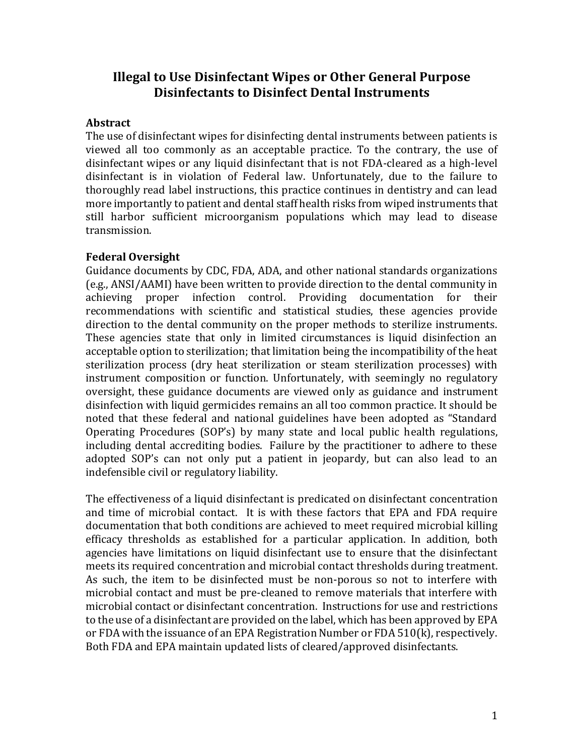# Illegal to Use Disinfectant Wipes or Other General Purpose Disinfectants to Disinfect Dental Instruments

## Abstract

The use of disinfectant wipes for disinfecting dental instruments between patients is viewed all too commonly as an acceptable practice. To the contrary, the use of disinfectant wipes or any liquid disinfectant that is not FDA-cleared as a high-level disinfectant is in violation of Federal law. Unfortunately, due to the failure to thoroughly read label instructions, this practice continues in dentistry and can lead more importantly to patient and dental staff health risks from wiped instruments that still harbor sufficient microorganism populations which may lead to disease transmission.

## Federal Oversight

Guidance documents by CDC, FDA, ADA, and other national standards organizations (e.g., ANSI/AAMI) have been written to provide direction to the dental community in achieving proper infection control. Providing documentation for their recommendations with scientific and statistical studies, these agencies provide direction to the dental community on the proper methods to sterilize instruments. These agencies state that only in limited circumstances is liquid disinfection an acceptable option to sterilization; that limitation being the incompatibility of the heat sterilization process (dry heat sterilization or steam sterilization processes) with instrument composition or function. Unfortunately, with seemingly no regulatory oversight, these guidance documents are viewed only as guidance and instrument disinfection with liquid germicides remains an all too common practice. It should be noted that these federal and national guidelines have been adopted as "Standard Operating Procedures (SOP's) by many state and local public health regulations, including dental accrediting bodies. Failure by the practitioner to adhere to these adopted SOP's can not only put a patient in jeopardy, but can also lead to an indefensible civil or regulatory liability.

The effectiveness of a liquid disinfectant is predicated on disinfectant concentration and time of microbial contact. It is with these factors that EPA and FDA require documentation that both conditions are achieved to meet required microbial killing efficacy thresholds as established for a particular application. In addition, both agencies have limitations on liquid disinfectant use to ensure that the disinfectant meets its required concentration and microbial contact thresholds during treatment. As such, the item to be disinfected must be non-porous so not to interfere with microbial contact and must be pre-cleaned to remove materials that interfere with microbial contact or disinfectant concentration. Instructions for use and restrictions to the use of a disinfectant are provided on the label, which has been approved by EPA or FDA with the issuance of an EPA Registration Number or FDA 510(k), respectively. Both FDA and EPA maintain updated lists of cleared/approved disinfectants.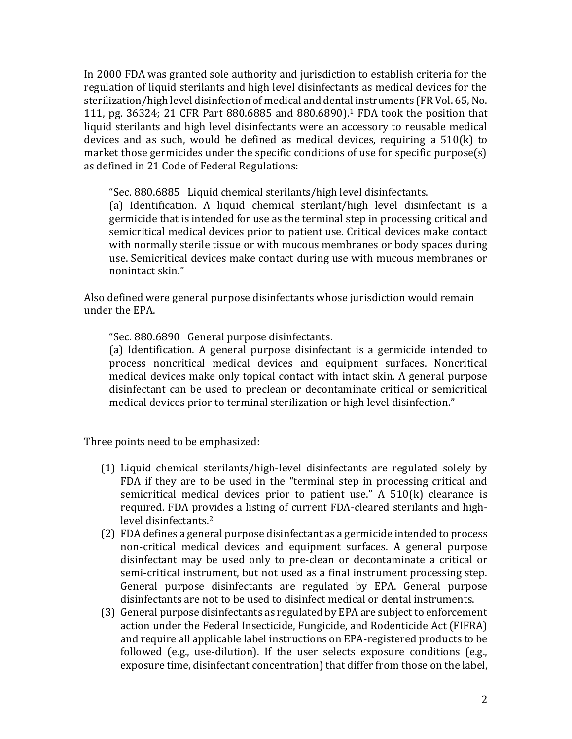In 2000 FDA was granted sole authority and jurisdiction to establish criteria for the regulation of liquid sterilants and high level disinfectants as medical devices for the sterilization/high level disinfection of medical and dental instruments (FR Vol. 65, No. 111, pg. 36324; 21 CFR Part 880.6885 and 880.6890).[1] FDA took the position that liquid sterilants and high level disinfectants were an accessory to reusable medical devices and as such, would be defined as medical devices, requiring a 510(k) to market those germicides under the specific conditions of use for specific purpose(s) as defined in 21 Code of Federal Regulations:

> "Sec. 880.6885 Liquid chemical sterilants/high level disinfectants.
> (a) Identification. A liquid chemical sterilant/high level disinfectant is a germicide that is intended for use as the terminal step in processing critical and semicritical medical devices prior to patient use. Critical devices make contact with normally sterile tissue or with mucous membranes or body spaces during use. Semicritical devices make contact during use with mucous membranes or nonintact skin."

Also defined were general purpose disinfectants whose jurisdiction would remain under the EPA.

> "Sec. 880.6890 General purpose disinfectants.
> (a) Identification. A general purpose disinfectant is a germicide intended to process noncritical medical devices and equipment surfaces. Noncritical medical devices make only topical contact with intact skin. A general purpose disinfectant can be used to preclean or decontaminate critical or semicritical medical devices prior to terminal sterilization or high level disinfection."

Three points need to be emphasized:

(1) Liquid chemical sterilants/high-level disinfectants are regulated solely by FDA if they are to be used in the "terminal step in processing critical and semicritical medical devices prior to patient use." A 510(k) clearance is required. FDA provides a listing of current FDA-cleared sterilants and high-level disinfectants.[2]

(2) FDA defines a general purpose disinfectant as a germicide intended to process non-critical medical devices and equipment surfaces. A general purpose disinfectant may be used only to pre-clean or decontaminate a critical or semi-critical instrument, but not used as a final instrument processing step. General purpose disinfectants are regulated by EPA. General purpose disinfectants are not to be used to disinfect medical or dental instruments.

(3) General purpose disinfectants as regulated by EPA are subject to enforcement action under the Federal Insecticide, Fungicide, and Rodenticide Act (FIFRA) and require all applicable label instructions on EPA-registered products to be followed (e.g., use-dilution). If the user selects exposure conditions (e.g., exposure time, disinfectant concentration) that differ from those on the label,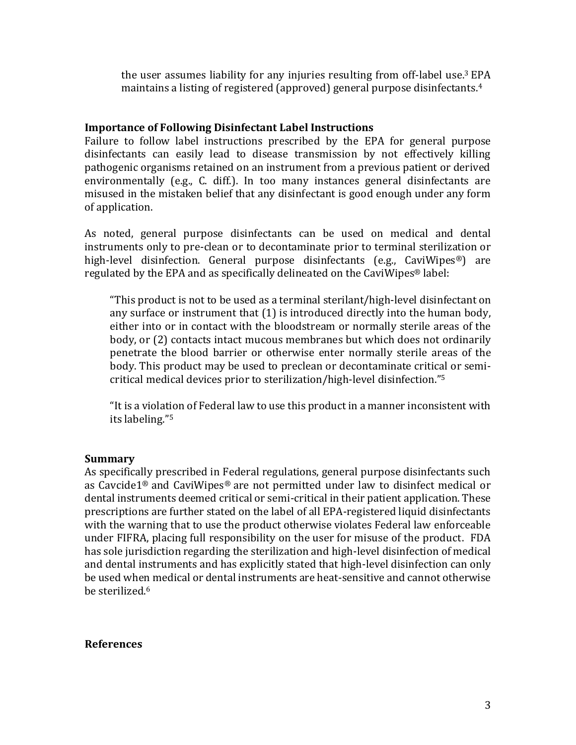the user assumes liability for any injuries resulting from off-label use.[3] EPA maintains a listing of registered (approved) general purpose disinfectants.[4]

**Importance of Following Disinfectant Label Instructions**

Failure to follow label instructions prescribed by the EPA for general purpose disinfectants can easily lead to disease transmission by not effectively killing pathogenic organisms retained on an instrument from a previous patient or derived environmentally (e.g., C. diff.). In too many instances general disinfectants are misused in the mistaken belief that any disinfectant is good enough under any form of application.

As noted, general purpose disinfectants can be used on medical and dental instruments only to pre-clean or to decontaminate prior to terminal sterilization or high-level disinfection. General purpose disinfectants (e.g., CaviWipes®) are regulated by the EPA and as specifically delineated on the CaviWipes® label:

> "This product is not to be used as a terminal sterilant/high-level disinfectant on any surface or instrument that (1) is introduced directly into the human body, either into or in contact with the bloodstream or normally sterile areas of the body, or (2) contacts intact mucous membranes but which does not ordinarily penetrate the blood barrier or otherwise enter normally sterile areas of the body. This product may be used to preclean or decontaminate critical or semi-critical medical devices prior to sterilization/high-level disinfection."[5]
>
> "It is a violation of Federal law to use this product in a manner inconsistent with its labeling."[5]

**Summary**

As specifically prescribed in Federal regulations, general purpose disinfectants such as Cavcide1® and CaviWipes® are not permitted under law to disinfect medical or dental instruments deemed critical or semi-critical in their patient application. These prescriptions are further stated on the label of all EPA-registered liquid disinfectants with the warning that to use the product otherwise violates Federal law enforceable under FIFRA, placing full responsibility on the user for misuse of the product. FDA has sole jurisdiction regarding the sterilization and high-level disinfection of medical and dental instruments and has explicitly stated that high-level disinfection can only be used when medical or dental instruments are heat-sensitive and cannot otherwise be sterilized.[6]

**References**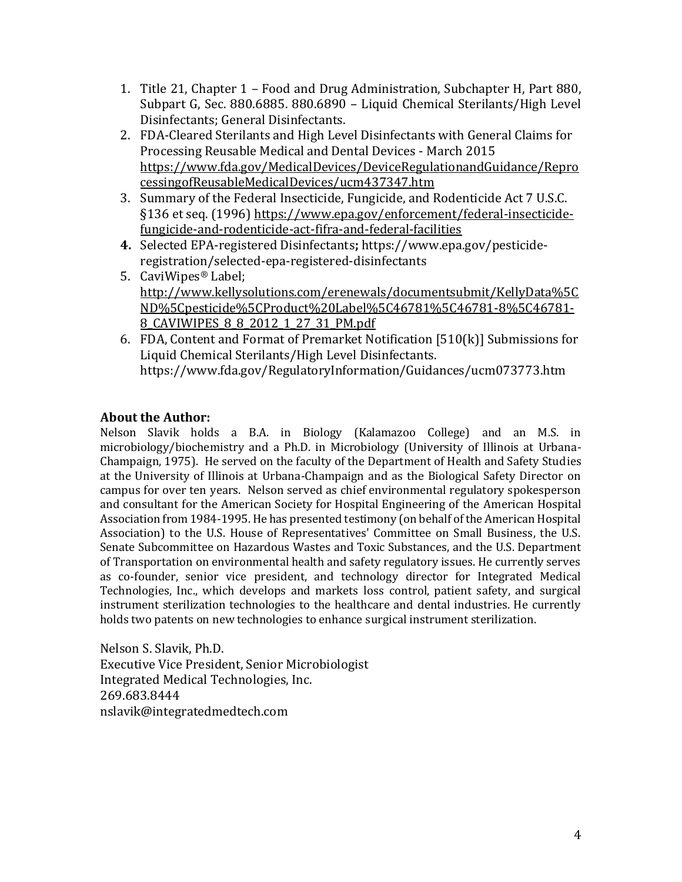1. Title 21, Chapter 1 – Food and Drug Administration, Subchapter H, Part 880, Subpart G, Sec. 880.6885. 880.6890 – Liquid Chemical Sterilants/High Level Disinfectants; General Disinfectants.
2. FDA-Cleared Sterilants and High Level Disinfectants with General Claims for Processing Reusable Medical and Dental Devices - March 2015 https://www.fda.gov/MedicalDevices/DeviceRegulationandGuidance/ReprocessingofReusableMedicalDevices/ucm437347.htm
3. Summary of the Federal Insecticide, Fungicide, and Rodenticide Act 7 U.S.C. §136 et seq. (1996) https://www.epa.gov/enforcement/federal-insecticide-fungicide-and-rodenticide-act-fifra-and-federal-facilities
4. Selected EPA-registered Disinfectants; https://www.epa.gov/pesticide-registration/selected-epa-registered-disinfectants
5. CaviWipes® Label; http://www.kellysolutions.com/erenewals/documentsubmit/KellyData%5CND%5Cpesticide%5CProduct%20Label%5C46781%5C46781-8%5C46781-8_CAVIWIPES_8_8_2012_1_27_31_PM.pdf
6. FDA, Content and Format of Premarket Notification [510(k)] Submissions for Liquid Chemical Sterilants/High Level Disinfectants. https://www.fda.gov/RegulatoryInformation/Guidances/ucm073773.htm

**About the Author:**

Nelson Slavik holds a B.A. in Biology (Kalamazoo College) and an M.S. in microbiology/biochemistry and a Ph.D. in Microbiology (University of Illinois at Urbana-Champaign, 1975). He served on the faculty of the Department of Health and Safety Studies at the University of Illinois at Urbana-Champaign and as the Biological Safety Director on campus for over ten years. Nelson served as chief environmental regulatory spokesperson and consultant for the American Society for Hospital Engineering of the American Hospital Association from 1984-1995. He has presented testimony (on behalf of the American Hospital Association) to the U.S. House of Representatives' Committee on Small Business, the U.S. Senate Subcommittee on Hazardous Wastes and Toxic Substances, and the U.S. Department of Transportation on environmental health and safety regulatory issues. He currently serves as co-founder, senior vice president, and technology director for Integrated Medical Technologies, Inc., which develops and markets loss control, patient safety, and surgical instrument sterilization technologies to the healthcare and dental industries. He currently holds two patents on new technologies to enhance surgical instrument sterilization.

Nelson S. Slavik, Ph.D.
Executive Vice President, Senior Microbiologist
Integrated Medical Technologies, Inc.
269.683.8444
nslavik@integratedmedtech.com